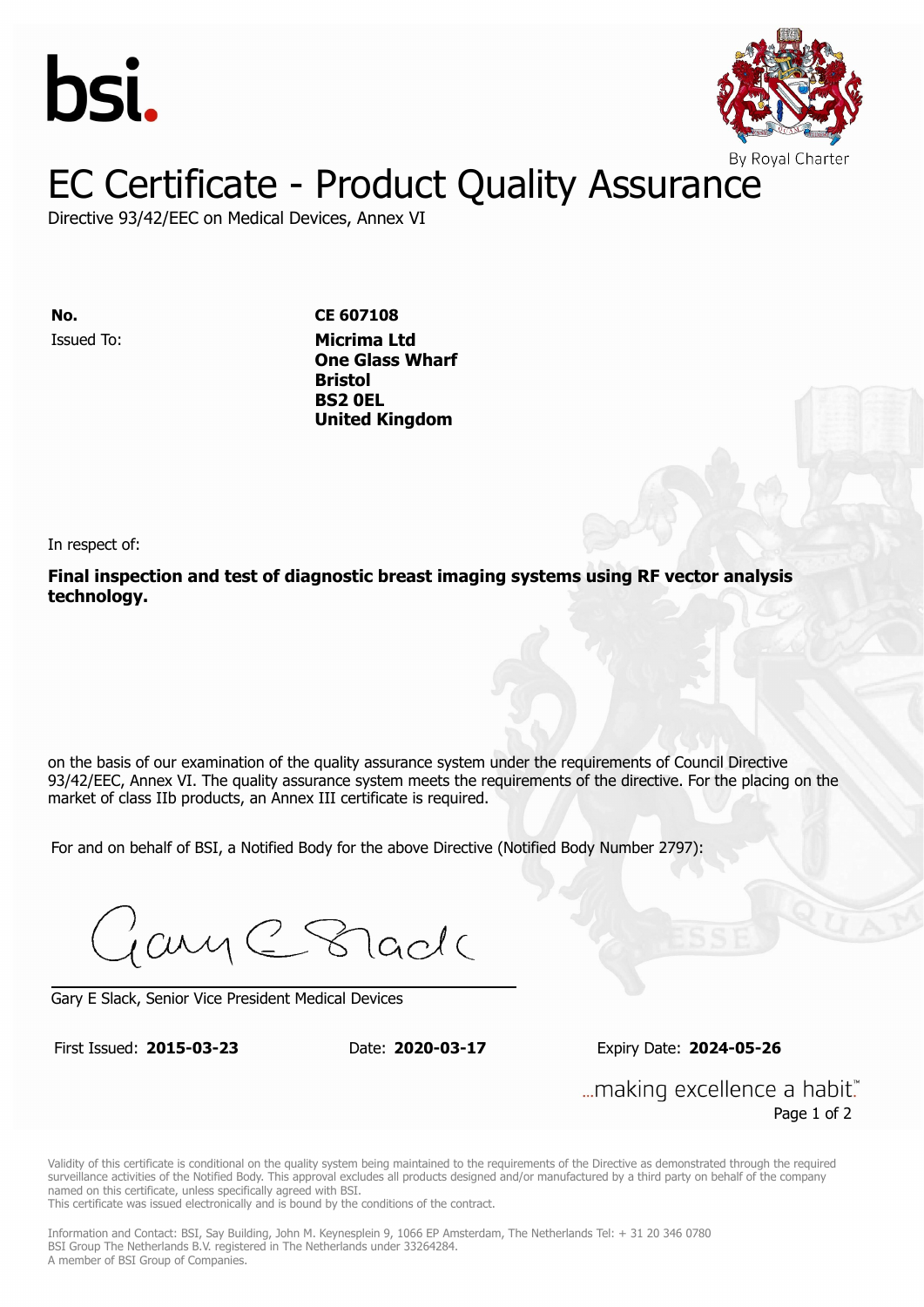bsi.

By Royal Charter

# EC Certificate - Product Quality Assurance

Directive 93/42/EEC on Medical Devices, Annex VI

**No.** **CE 607108**

Issued To: **Micrima Ltd**
**One Glass Wharf**
**Bristol**
**BS2 0EL**
**United Kingdom**

In respect of:

**Final inspection and test of diagnostic breast imaging systems using RF vector analysis technology.**

on the basis of our examination of the quality assurance system under the requirements of Council Directive 93/42/EEC, Annex VI. The quality assurance system meets the requirements of the directive. For the placing on the market of class IIb products, an Annex III certificate is required.

For and on behalf of BSI, a Notified Body for the above Directive (Notified Body Number 2797):

Gary E Slack, Senior Vice President Medical Devices

First Issued: **2015-03-23** Date: **2020-03-17** Expiry Date: **2024-05-26**

...making excellence a habit.™

Validity of this certificate is conditional on the quality system being maintained to the requirements of the Directive as demonstrated through the required surveillance activities of the Notified Body. This approval excludes all products designed and/or manufactured by a third party on behalf of the company named on this certificate, unless specifically agreed with BSI.
This certificate was issued electronically and is bound by the conditions of the contract.

Information and Contact: BSI, Say Building, John M. Keynesplein 9, 1066 EP Amsterdam, The Netherlands Tel: + 31 20 346 0780
BSI Group The Netherlands B.V. registered in The Netherlands under 33264284.
A member of BSI Group of Companies.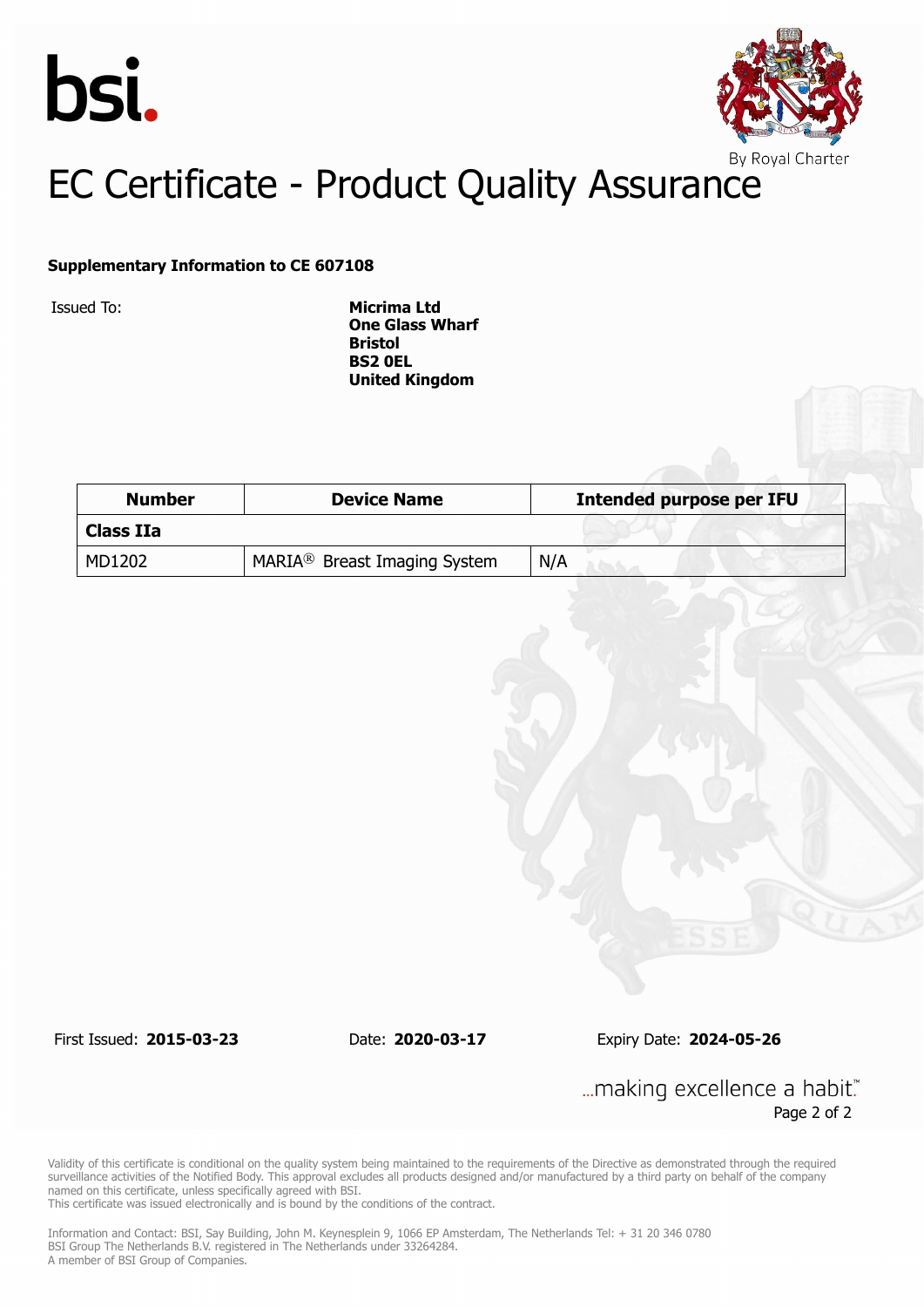bsi.

By Royal Charter

# EC Certificate - Product Quality Assurance

**Supplementary Information to CE 607108**

Issued To: **Micrima Ltd**
**One Glass Wharf**
**Bristol**
**BS2 0EL**
**United Kingdom**

| Number | Device Name | Intended purpose per IFU |
| --- | --- | --- |
| **Class IIa** | | |
| MD1202 | MARIA® Breast Imaging System | N/A |

First Issued: **2015-03-23** Date: **2020-03-17** Expiry Date: **2024-05-26**

...making excellence a habit.™

Validity of this certificate is conditional on the quality system being maintained to the requirements of the Directive as demonstrated through the required surveillance activities of the Notified Body. This approval excludes all products designed and/or manufactured by a third party on behalf of the company named on this certificate, unless specifically agreed with BSI.
This certificate was issued electronically and is bound by the conditions of the contract.

Information and Contact: BSI, Say Building, John M. Keynesplein 9, 1066 EP Amsterdam, The Netherlands Tel: + 31 20 346 0780
BSI Group The Netherlands B.V. registered in The Netherlands under 33264284.
A member of BSI Group of Companies.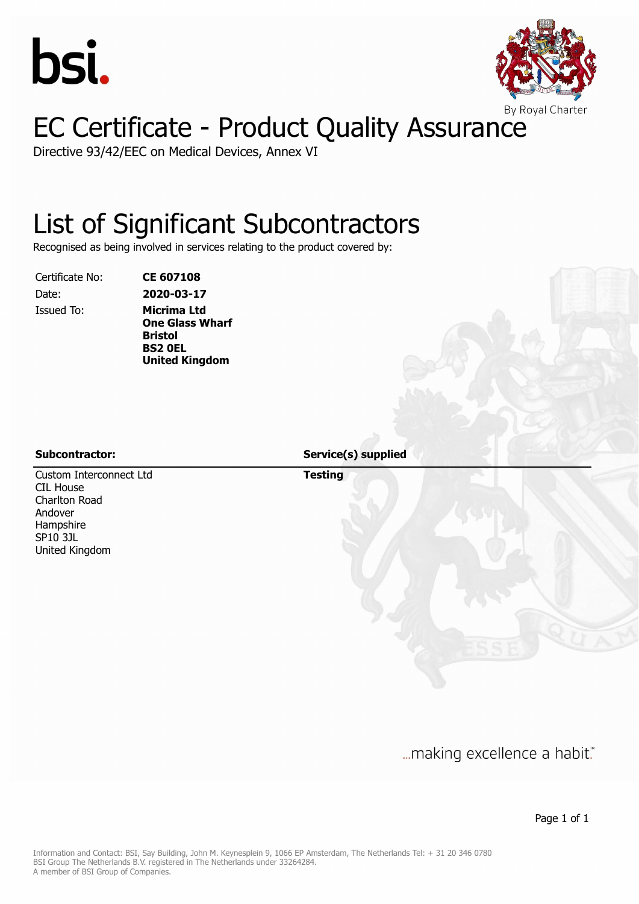bsi.

By Royal Charter

# EC Certificate - Product Quality Assurance

Directive 93/42/EEC on Medical Devices, Annex VI

## List of Significant Subcontractors

Recognised as being involved in services relating to the product covered by:

| | |
|---|---|
| Certificate No: | **CE 607108** |
| Date: | **2020-03-17** |
| Issued To: | **Micrima Ltd**<br>**One Glass Wharf**<br>**Bristol**<br>**BS2 0EL**<br>**United Kingdom** |

| **Subcontractor:** | **Service(s) supplied** |
|---|---|
| Custom Interconnect Ltd<br>CIL House<br>Charlton Road<br>Andover<br>Hampshire<br>SP10 3JL<br>United Kingdom | **Testing** |

...making excellence a habit.™

Information and Contact: BSI, Say Building, John M. Keynesplein 9, 1066 EP Amsterdam, The Netherlands Tel: + 31 20 346 0780
BSI Group The Netherlands B.V. registered in The Netherlands under 33264284.
A member of BSI Group of Companies.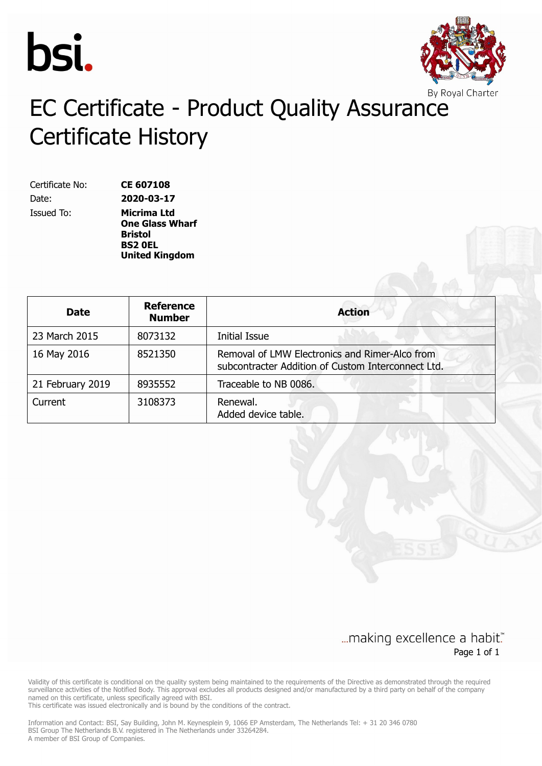bsi.

By Royal Charter

# EC Certificate - Product Quality Assurance Certificate History

Certificate No: **CE 607108**

Date: **2020-03-17**

Issued To: **Micrima Ltd**
**One Glass Wharf**
**Bristol**
**BS2 0EL**
**United Kingdom**

| Date | Reference Number | Action |
|---|---|---|
| 23 March 2015 | 8073132 | Initial Issue |
| 16 May 2016 | 8521350 | Removal of LMW Electronics and Rimer-Alco from subcontracter Addition of Custom Interconnect Ltd. |
| 21 February 2019 | 8935552 | Traceable to NB 0086. |
| Current | 3108373 | Renewal.<br>Added device table. |

...making excellence a habit.™

Validity of this certificate is conditional on the quality system being maintained to the requirements of the Directive as demonstrated through the required surveillance activities of the Notified Body. This approval excludes all products designed and/or manufactured by a third party on behalf of the company named on this certificate, unless specifically agreed with BSI.
This certificate was issued electronically and is bound by the conditions of the contract.

Information and Contact: BSI, Say Building, John M. Keynesplein 9, 1066 EP Amsterdam, The Netherlands Tel: + 31 20 346 0780
BSI Group The Netherlands B.V. registered in The Netherlands under 33264284.
A member of BSI Group of Companies.